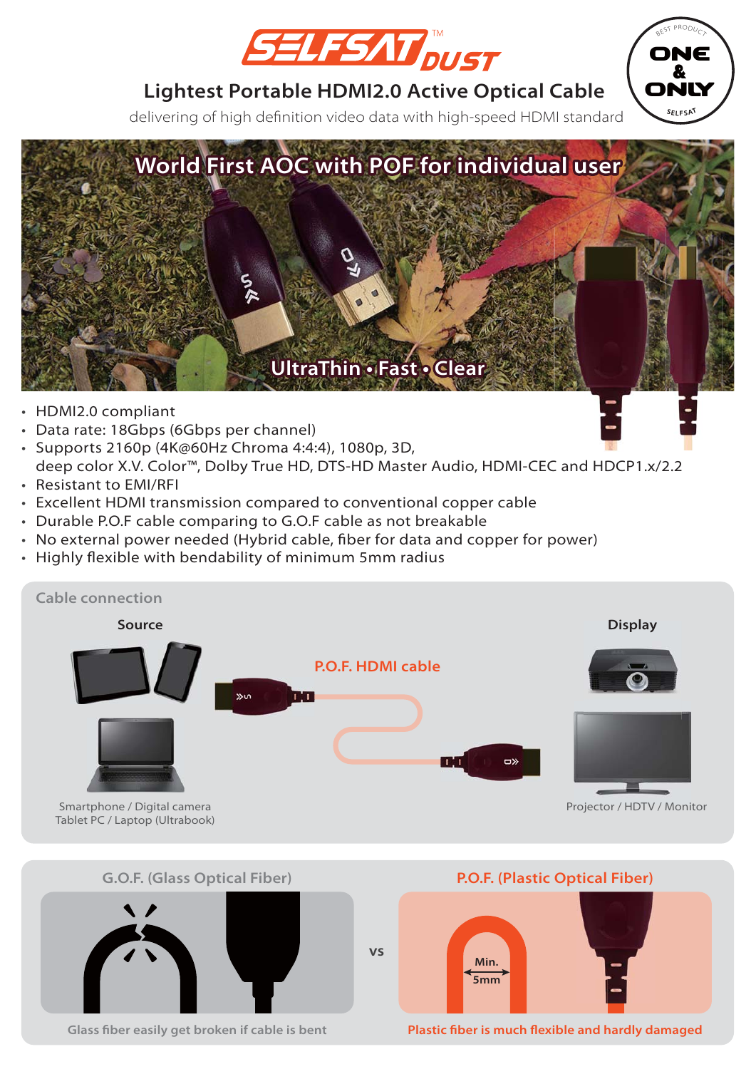# SELFSAT DUST™

## Lightest Portable HDMI2.0 Active Optical Cable

delivering of high definition video data with high-speed HDMI standard

BEST PRODUCT ONE & ONLY SELFSAT

## World First AOC with POF for individual user

UltraThin • Fast • Clear

- HDMI2.0 compliant
- Data rate: 18Gbps (6Gbps per channel)
- Supports 2160p (4K@60Hz Chroma 4:4:4), 1080p, 3D, deep color X.V. Color™, Dolby True HD, DTS-HD Master Audio, HDMI-CEC and HDCP1.x/2.2
- Resistant to EMI/RFI
- Excellent HDMI transmission compared to conventional copper cable
- Durable P.O.F cable comparing to G.O.F cable as not breakable
- No external power needed (Hybrid cable, fiber for data and copper for power)
- Highly flexible with bendability of minimum 5mm radius

### Cable connection

**Source**

Smartphone / Digital camera
Tablet PC / Laptop (Ultrabook)

**P.O.F. HDMI cable**

**Display**

Projector / HDTV / Monitor

### G.O.F. (Glass Optical Fiber) vs P.O.F. (Plastic Optical Fiber)

Glass fiber easily get broken if cable is bent

Min. 5mm

Plastic fiber is much flexible and hardly damaged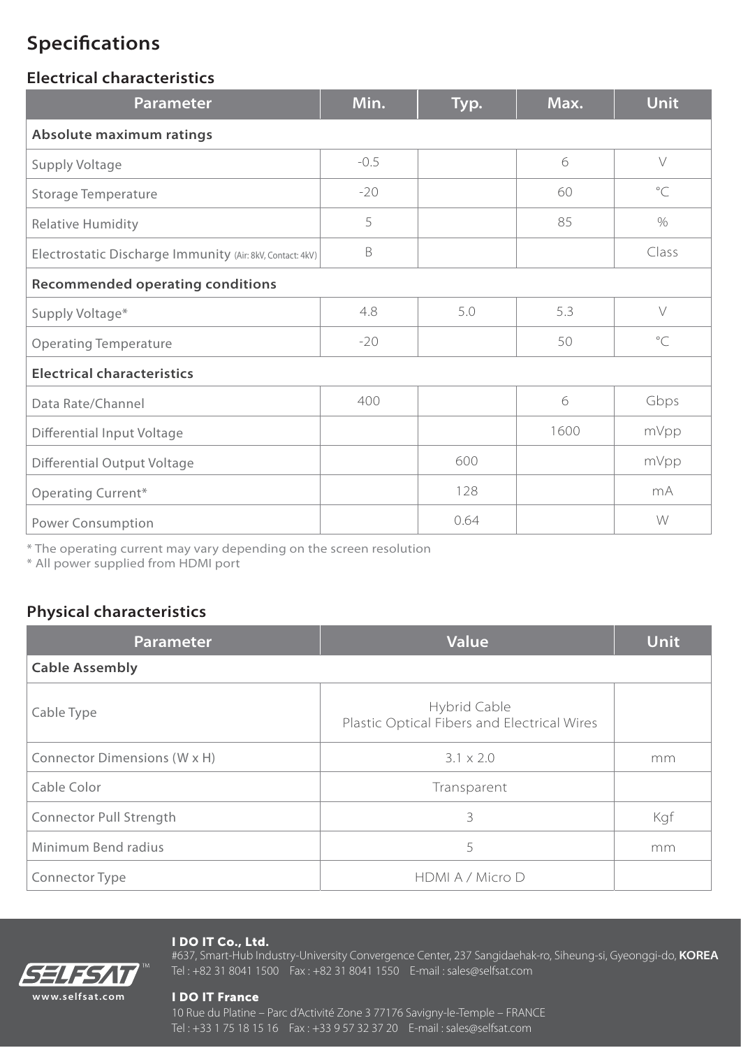# Specifications

## Electrical characteristics

| Parameter | Min. | Typ. | Max. | Unit |
|---|---|---|---|---|
| **Absolute maximum ratings** | | | | |
| Supply Voltage | -0.5 | | 6 | V |
| Storage Temperature | -20 | | 60 | ℃ |
| Relative Humidity | 5 | | 85 | % |
| Electrostatic Discharge Immunity (Air: 8kV, Contact: 4kV) | B | | | Class |
| **Recommended operating conditions** | | | | |
| Supply Voltage* | 4.8 | 5.0 | 5.3 | V |
| Operating Temperature | -20 | | 50 | ℃ |
| **Electrical characteristics** | | | | |
| Data Rate/Channel | 400 | | 6 | Gbps |
| Differential Input Voltage | | | 1600 | mVpp |
| Differential Output Voltage | | 600 | | mVpp |
| Operating Current* | | 128 | | mA |
| Power Consumption | | 0.64 | | W |

* The operating current may vary depending on the screen resolution
* All power supplied from HDMI port

## Physical characteristics

| Parameter | Value | Unit |
|---|---|---|
| **Cable Assembly** | | |
| Cable Type | Hybrid Cable<br>Plastic Optical Fibers and Electrical Wires | |
| Connector Dimensions (W x H) | 3.1 x 2.0 | mm |
| Cable Color | Transparent | |
| Connector Pull Strength | 3 | Kgf |
| Minimum Bend radius | 5 | mm |
| Connector Type | HDMI A / Micro D | |

SELFSAT™
www.selfsat.com

**I DO IT Co., Ltd.**
#637, Smart-Hub Industry-University Convergence Center, 237 Sangidaehak-ro, Siheung-si, Gyeonggi-do, **KOREA**
Tel : +82 31 8041 1500 Fax : +82 31 8041 1550 E-mail : sales@selfsat.com

**I DO IT France**
10 Rue du Platine – Parc d'Activité Zone 3 77176 Savigny-le-Temple – FRANCE
Tel : +33 1 75 18 15 16 Fax : +33 9 57 32 37 20 E-mail : sales@selfsat.com